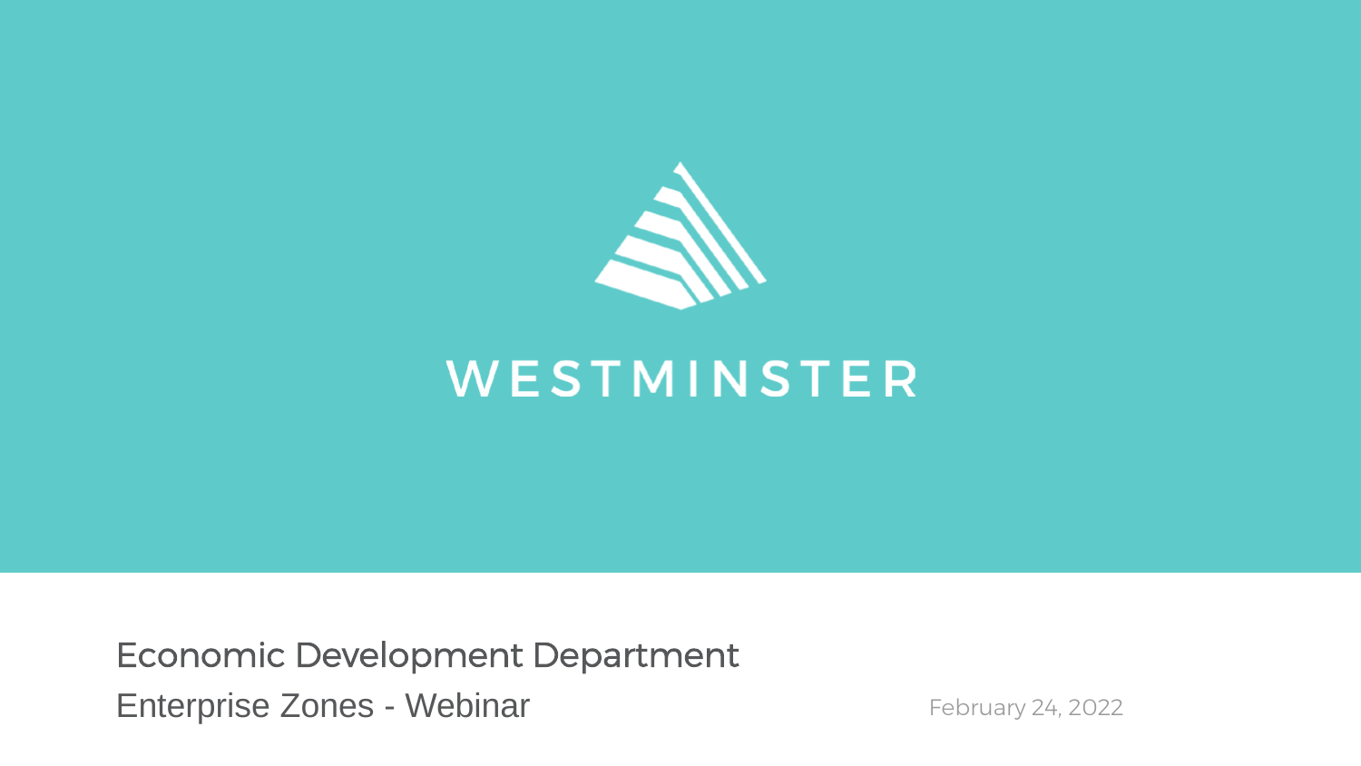# WESTMINSTER

Economic Development Department

Enterprise Zones - Webinar

February 24, 2022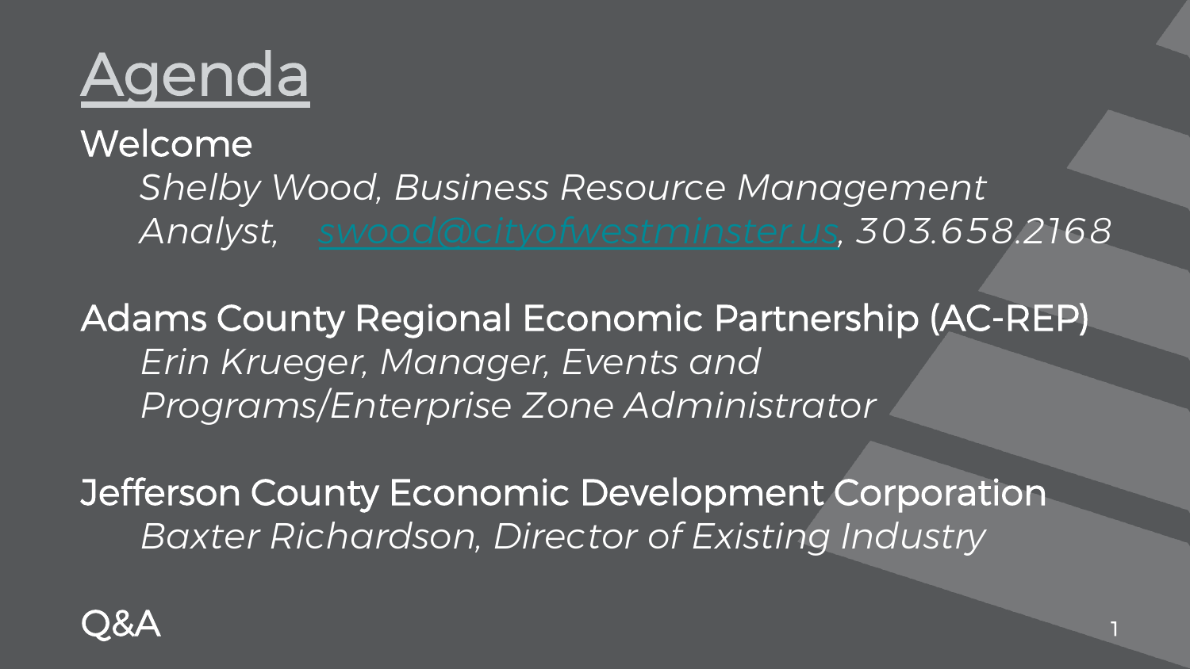# Agenda

Welcome

*Shelby Wood, Business Resource Management Analyst, [swood@cityofwestminster.us](mailto:swood@cityofwestminster.us), 303.658.2168*

Adams County Regional Economic Partnership (AC-REP)

*Erin Krueger, Manager, Events and Programs/Enterprise Zone Administrator*

Jefferson County Economic Development Corporation

*Baxter Richardson, Director of Existing Industry*

Q&A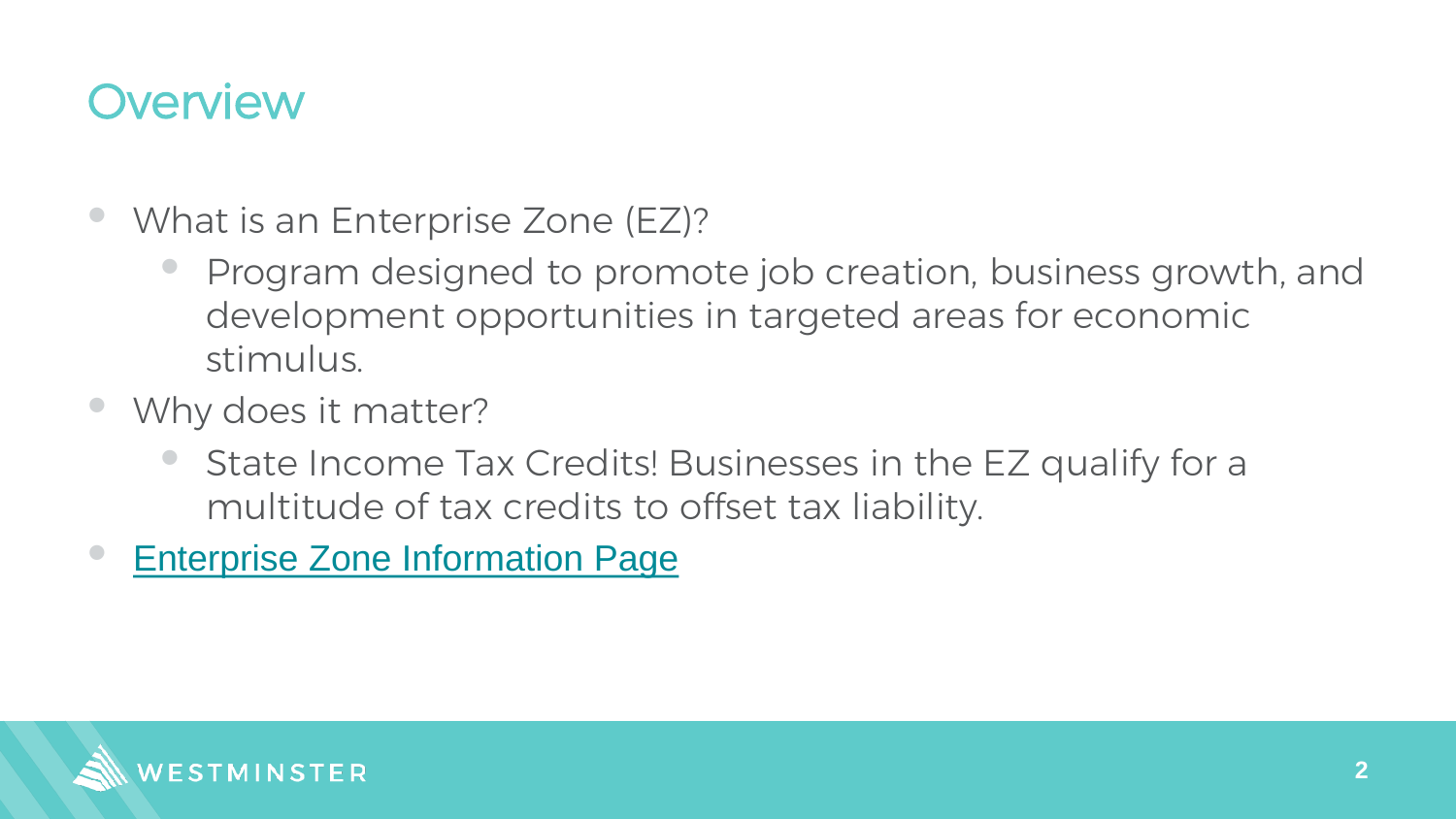## Overview

- What is an Enterprise Zone (EZ)?
  - Program designed to promote job creation, business growth, and development opportunities in targeted areas for economic stimulus.
- Why does it matter?
  - State Income Tax Credits! Businesses in the EZ qualify for a multitude of tax credits to offset tax liability.
- Enterprise Zone Information Page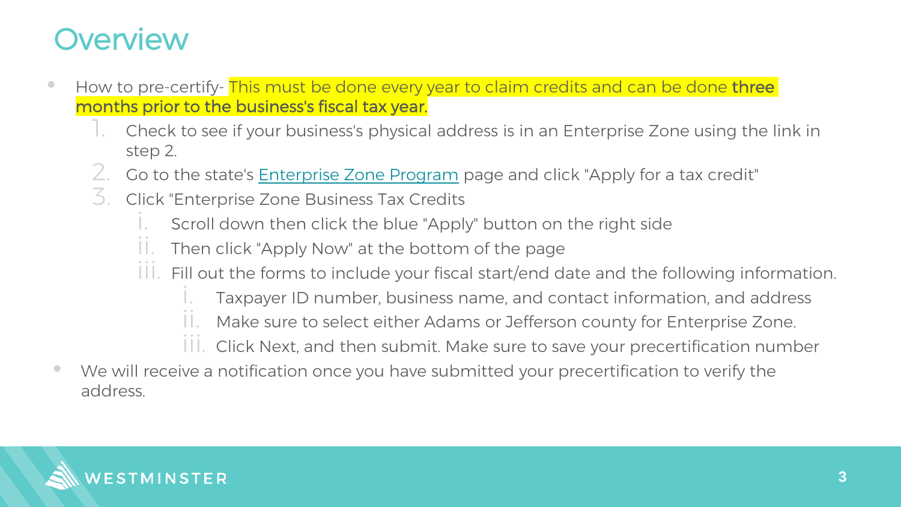# Overview

- How to pre-certify- This must be done every year to claim credits and can be done **three months prior to the business's fiscal tax year.**
  1. Check to see if your business's physical address is in an Enterprise Zone using the link in step 2.
  2. Go to the state's [Enterprise Zone Program](#) page and click "Apply for a tax credit"
  3. Click "Enterprise Zone Business Tax Credits
     - i. Scroll down then click the blue "Apply" button on the right side
     - ii. Then click "Apply Now" at the bottom of the page
     - iii. Fill out the forms to include your fiscal start/end date and the following information.
       - i. Taxpayer ID number, business name, and contact information, and address
       - ii. Make sure to select either Adams or Jefferson county for Enterprise Zone.
       - iii. Click Next, and then submit. Make sure to save your precertification number
- We will receive a notification once you have submitted your precertification to verify the address.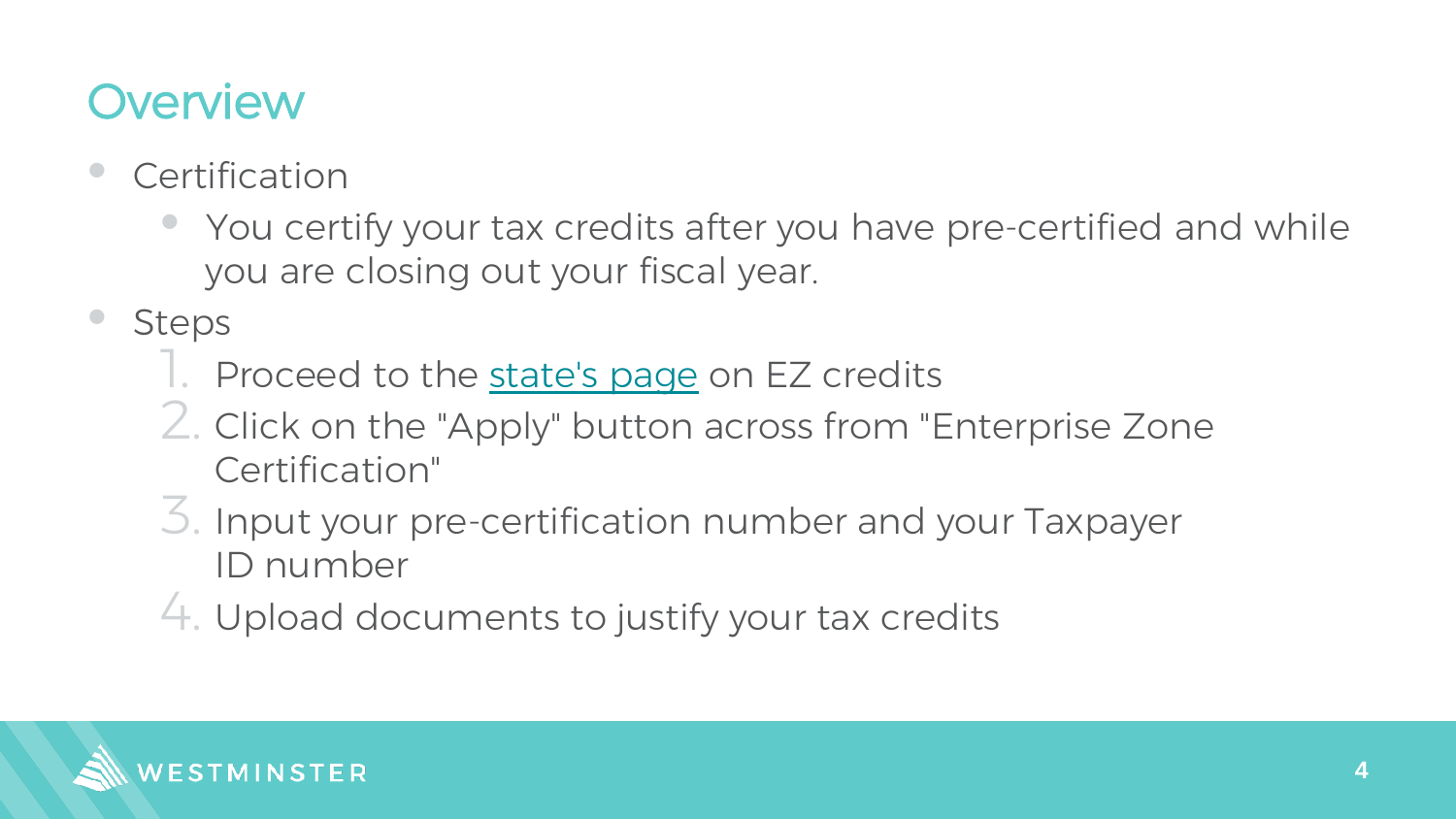# Overview

- Certification
  - You certify your tax credits after you have pre-certified and while you are closing out your fiscal year.
- Steps
  1. Proceed to the state's page on EZ credits
  2. Click on the "Apply" button across from "Enterprise Zone Certification"
  3. Input your pre-certification number and your Taxpayer ID number
  4. Upload documents to justify your tax credits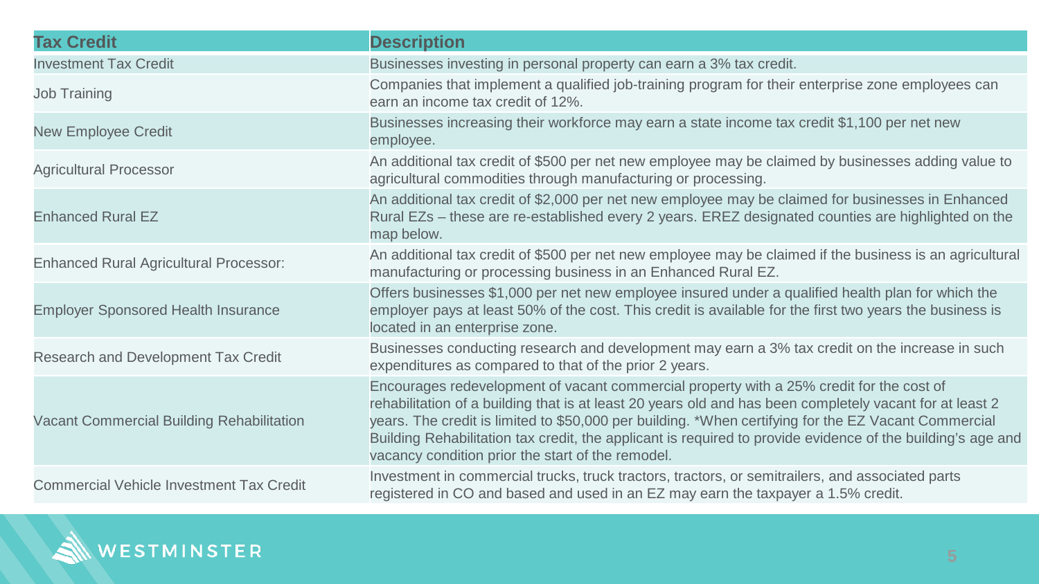| Tax Credit | Description |
|---|---|
| Investment Tax Credit | Businesses investing in personal property can earn a 3% tax credit. |
| Job Training | Companies that implement a qualified job-training program for their enterprise zone employees can earn an income tax credit of 12%. |
| New Employee Credit | Businesses increasing their workforce may earn a state income tax credit $1,100 per net new employee. |
| Agricultural Processor | An additional tax credit of $500 per net new employee may be claimed by businesses adding value to agricultural commodities through manufacturing or processing. |
| Enhanced Rural EZ | An additional tax credit of $2,000 per net new employee may be claimed for businesses in Enhanced Rural EZs – these are re-established every 2 years. EREZ designated counties are highlighted on the map below. |
| Enhanced Rural Agricultural Processor: | An additional tax credit of $500 per net new employee may be claimed if the business is an agricultural manufacturing or processing business in an Enhanced Rural EZ. |
| Employer Sponsored Health Insurance | Offers businesses $1,000 per net new employee insured under a qualified health plan for which the employer pays at least 50% of the cost. This credit is available for the first two years the business is located in an enterprise zone. |
| Research and Development Tax Credit | Businesses conducting research and development may earn a 3% tax credit on the increase in such expenditures as compared to that of the prior 2 years. |
| Vacant Commercial Building Rehabilitation | Encourages redevelopment of vacant commercial property with a 25% credit for the cost of rehabilitation of a building that is at least 20 years old and has been completely vacant for at least 2 years. The credit is limited to $50,000 per building. *When certifying for the EZ Vacant Commercial Building Rehabilitation tax credit, the applicant is required to provide evidence of the building's age and vacancy condition prior the start of the remodel. |
| Commercial Vehicle Investment Tax Credit | Investment in commercial trucks, truck tractors, tractors, or semitrailers, and associated parts registered in CO and based and used in an EZ may earn the taxpayer a 1.5% credit. |

WESTMINSTER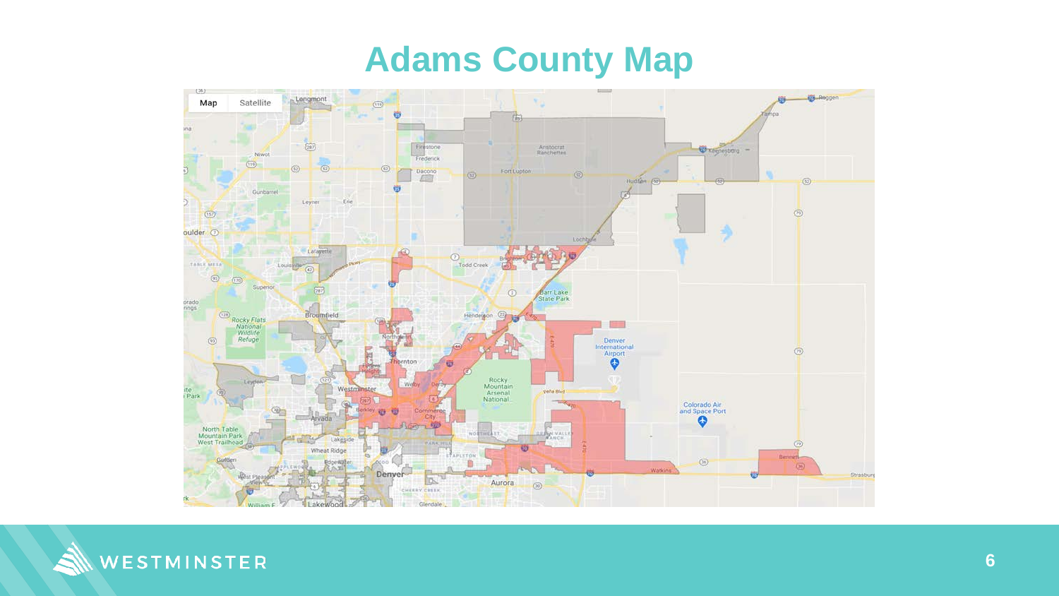# Adams County Map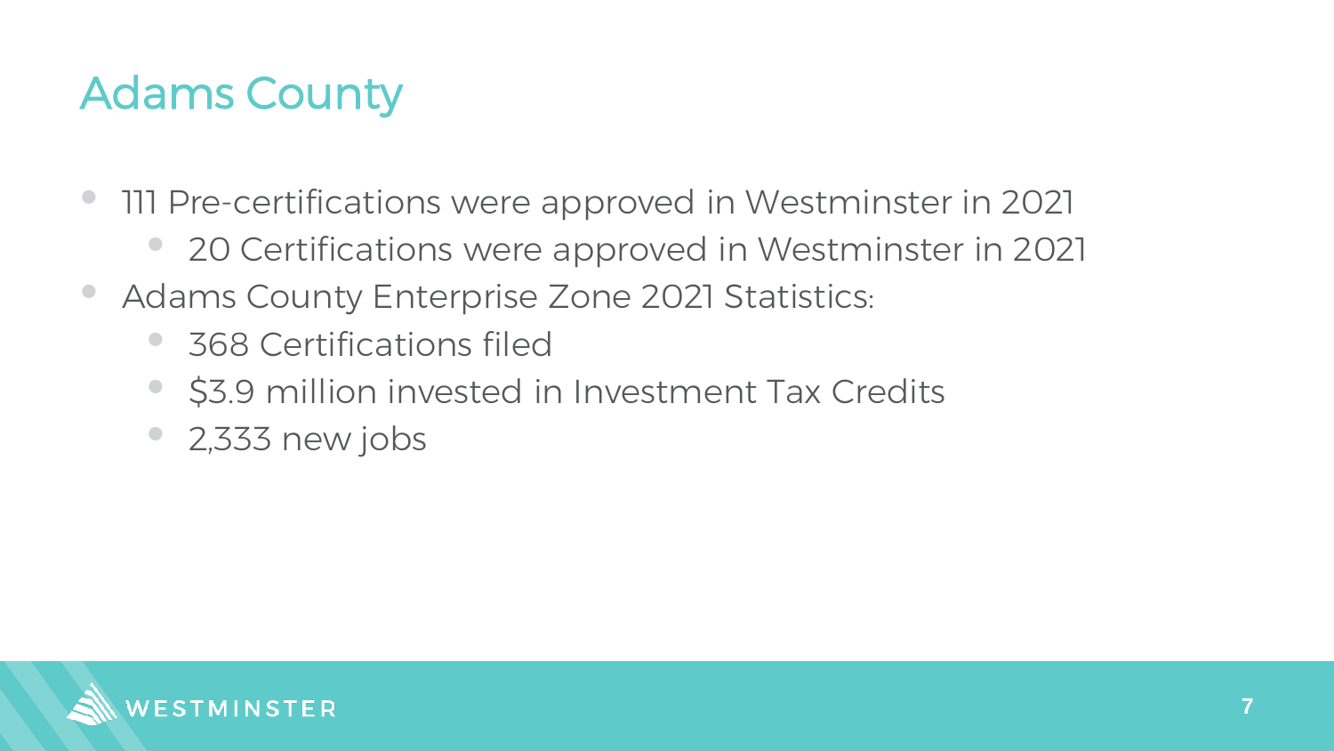# Adams County

- 111 Pre-certifications were approved in Westminster in 2021
  - 20 Certifications were approved in Westminster in 2021
- Adams County Enterprise Zone 2021 Statistics:
  - 368 Certifications filed
  - $3.9 million invested in Investment Tax Credits
  - 2,333 new jobs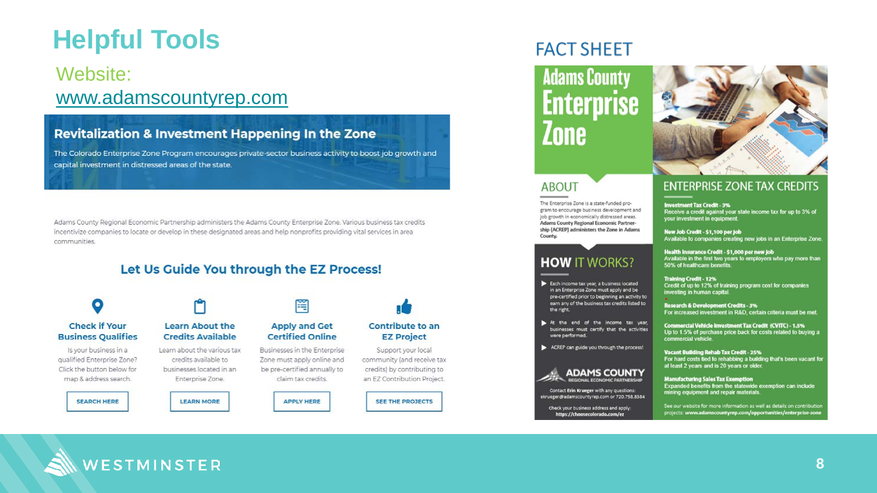# Helpful Tools

Website: www.adamscountyrep.com

## Revitalization & Investment Happening In the Zone

The Colorado Enterprise Zone Program encourages private-sector business activity to boost job growth and capital investment in distressed areas of the state.

Adams County Regional Economic Partnership administers the Adams County Enterprise Zone. Various business tax credits incentivize companies to locate or develop in these designated areas and help nonprofits providing vital services in area communities.

### Let Us Guide You through the EZ Process!

**Check if Your Business Qualifies**

Is your business in a qualified Enterprise Zone? Click the button below for map & address search.

SEARCH HERE

**Learn About the Credits Available**

Learn about the various tax credits available to businesses located in an Enterprise Zone.

LEARN MORE

**Apply and Get Certified Online**

Businesses in the Enterprise Zone must apply online and be pre-certified annually to claim tax credits.

APPLY HERE

**Contribute to an EZ Project**

Support your local community (and receive tax credits) by contributing to an EZ Contribution Project.

SEE THE PROJECTS

## FACT SHEET

### Adams County Enterprise Zone

### ABOUT

The Enterprise Zone is a state-funded program to encourage business development and job growth in economically distressed areas. **Adams County Regional Economic Partnership (ACREP) administers the Zone in Adams County.**

### HOW IT WORKS?

- Each income tax year, a business located in an Enterprise Zone must apply and be pre-certified prior to beginning an activity to earn any of the business tax credits listed to the right.
- At the end of the income tax year, businesses must certify that the activities were performed.
- ACREP can guide you through the process!

ADAMS COUNTY REGIONAL ECONOMIC PARTNERSHIP

Contact **Erin Krueger** with any questions: ekrueger@adamscountyrep.com or 720.758.8384

Check your business address and apply: **https://choosecolorado.com/ez**

### ENTERPRISE ZONE TAX CREDITS

**Investment Tax Credit - 3%**
Receive a credit against your state income tax for up to 3% of your investment in equipment.

**New Job Credit - $1,100 per job**
Available to companies creating new jobs in an Enterprise Zone.

**Health Insurance Credit - $1,000 per new job**
Available in the first two years to employers who pay more than 50% of healthcare benefits.

**Training Credit - 12%**
Credit of up to 12% of training program cost for companies investing in human capital.

**Research & Development Credits - 3%**
For increased investment in R&D, certain criteria must be met.

**Commercial Vehicle Investment Tax Credit (CVITC) - 1.5%**
Up to 1.5% of purchase price back for costs related to buying a commercial vehicle.

**Vacant Building Rehab Tax Credit - 25%**
For hard costs tied to rehabbing a building that's been vacant for at least 2 years and is 20 years or older.

**Manufacturing Sales Tax Exemption**
Expanded benefits from the statewide exemption can include mining equipment and repair materials.

See our website for more information as well as details on contribution projects: **www.adamscountyrep.com/opportunities/enterprise-zone**

WESTMINSTER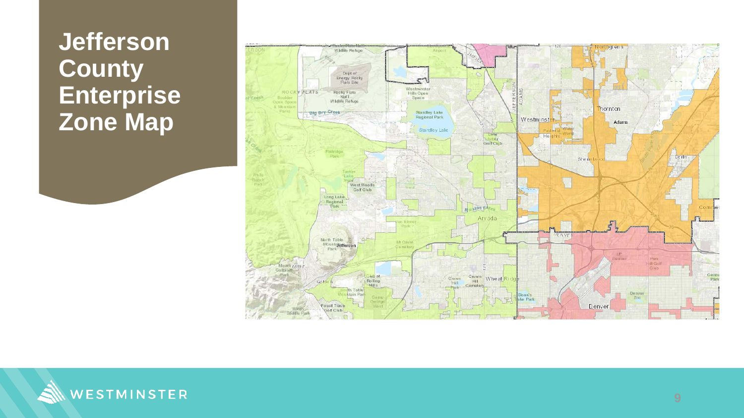# Jefferson County Enterprise Zone Map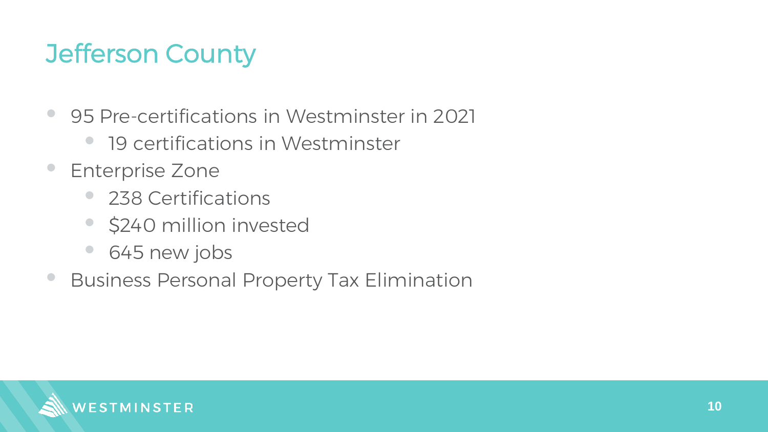# Jefferson County

- 95 Pre-certifications in Westminster in 2021
  - 19 certifications in Westminster
- Enterprise Zone
  - 238 Certifications
  - $240 million invested
  - 645 new jobs
- Business Personal Property Tax Elimination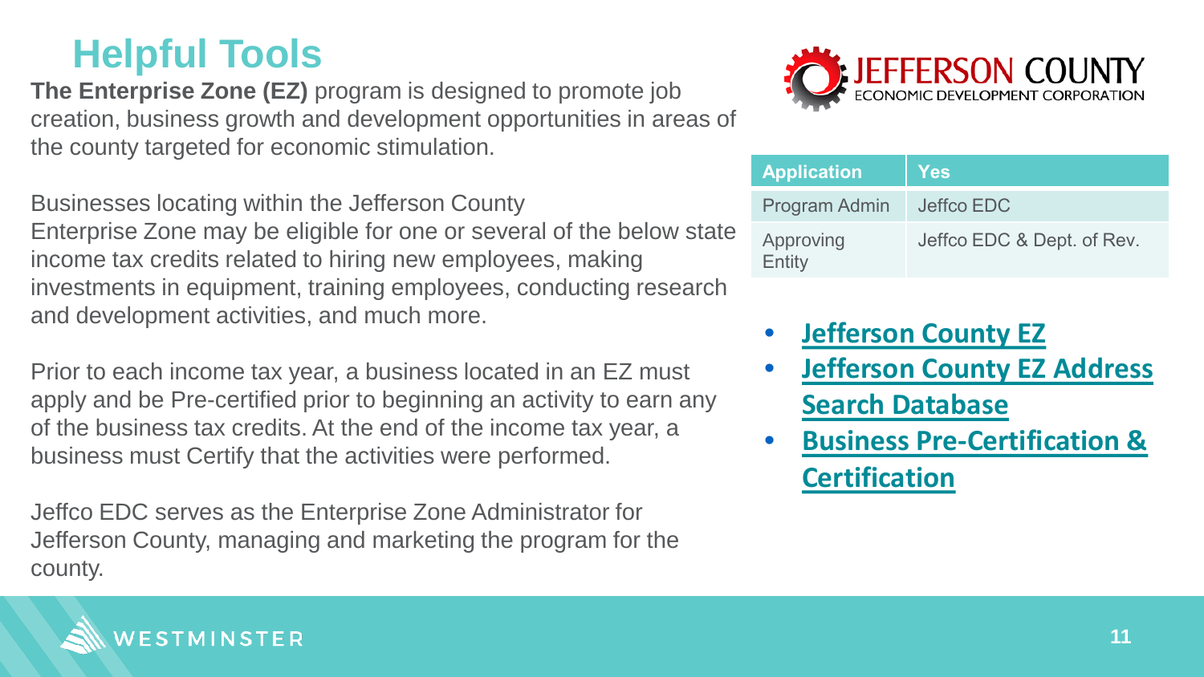# Helpful Tools

**The Enterprise Zone (EZ)** program is designed to promote job creation, business growth and development opportunities in areas of the county targeted for economic stimulation.

Businesses locating within the Jefferson County Enterprise Zone may be eligible for one or several of the below state income tax credits related to hiring new employees, making investments in equipment, training employees, conducting research and development activities, and much more.

Prior to each income tax year, a business located in an EZ must apply and be Pre-certified prior to beginning an activity to earn any of the business tax credits. At the end of the income tax year, a business must Certify that the activities were performed.

Jeffco EDC serves as the Enterprise Zone Administrator for Jefferson County, managing and marketing the program for the county.

JEFFERSON COUNTY ECONOMIC DEVELOPMENT CORPORATION

| Application | Yes |
|---|---|
| Program Admin | Jeffco EDC |
| Approving Entity | Jeffco EDC & Dept. of Rev. |

- **Jefferson County EZ**
- **Jefferson County EZ Address Search Database**
- **Business Pre-Certification & Certification**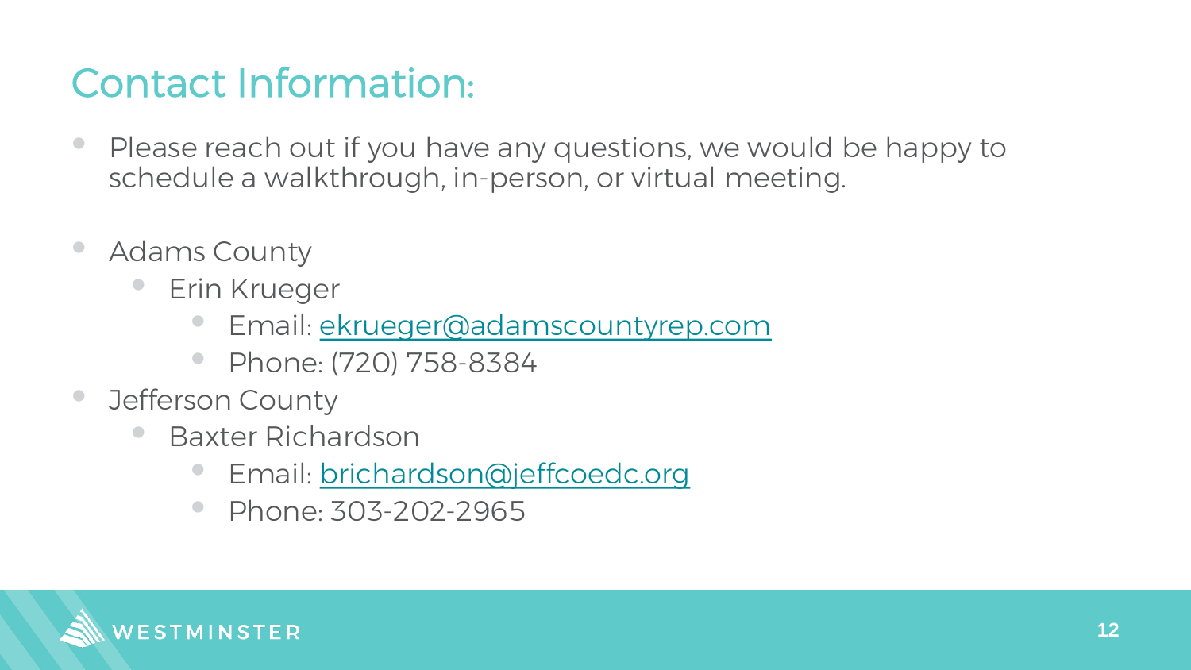# Contact Information:

- Please reach out if you have any questions, we would be happy to schedule a walkthrough, in-person, or virtual meeting.

- Adams County
  - Erin Krueger
    - Email: ekrueger@adamscountyrep.com
    - Phone: (720) 758-8384
- Jefferson County
  - Baxter Richardson
    - Email: brichardson@jeffcoedc.org
    - Phone: 303-202-2965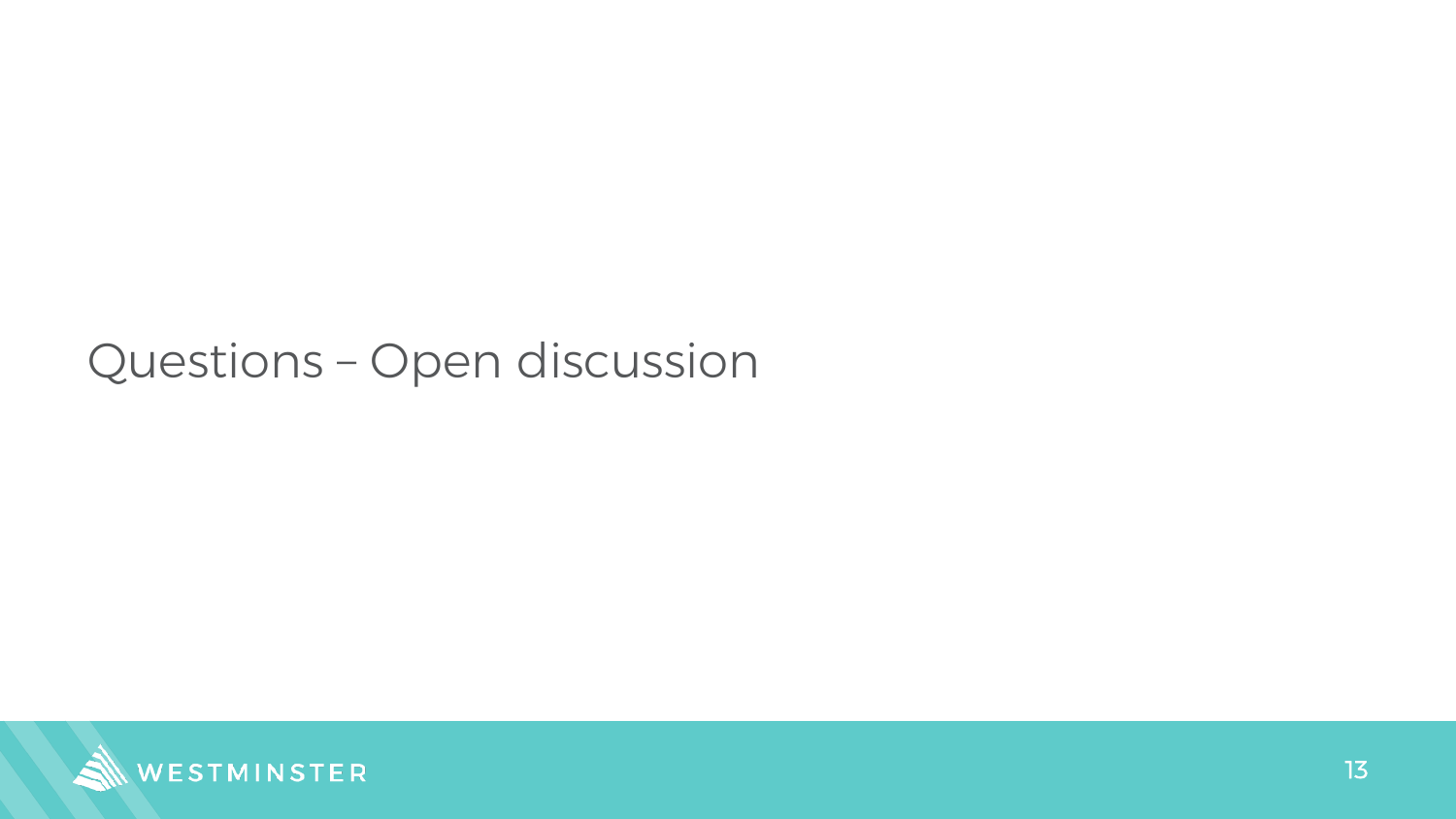# Questions – Open discussion